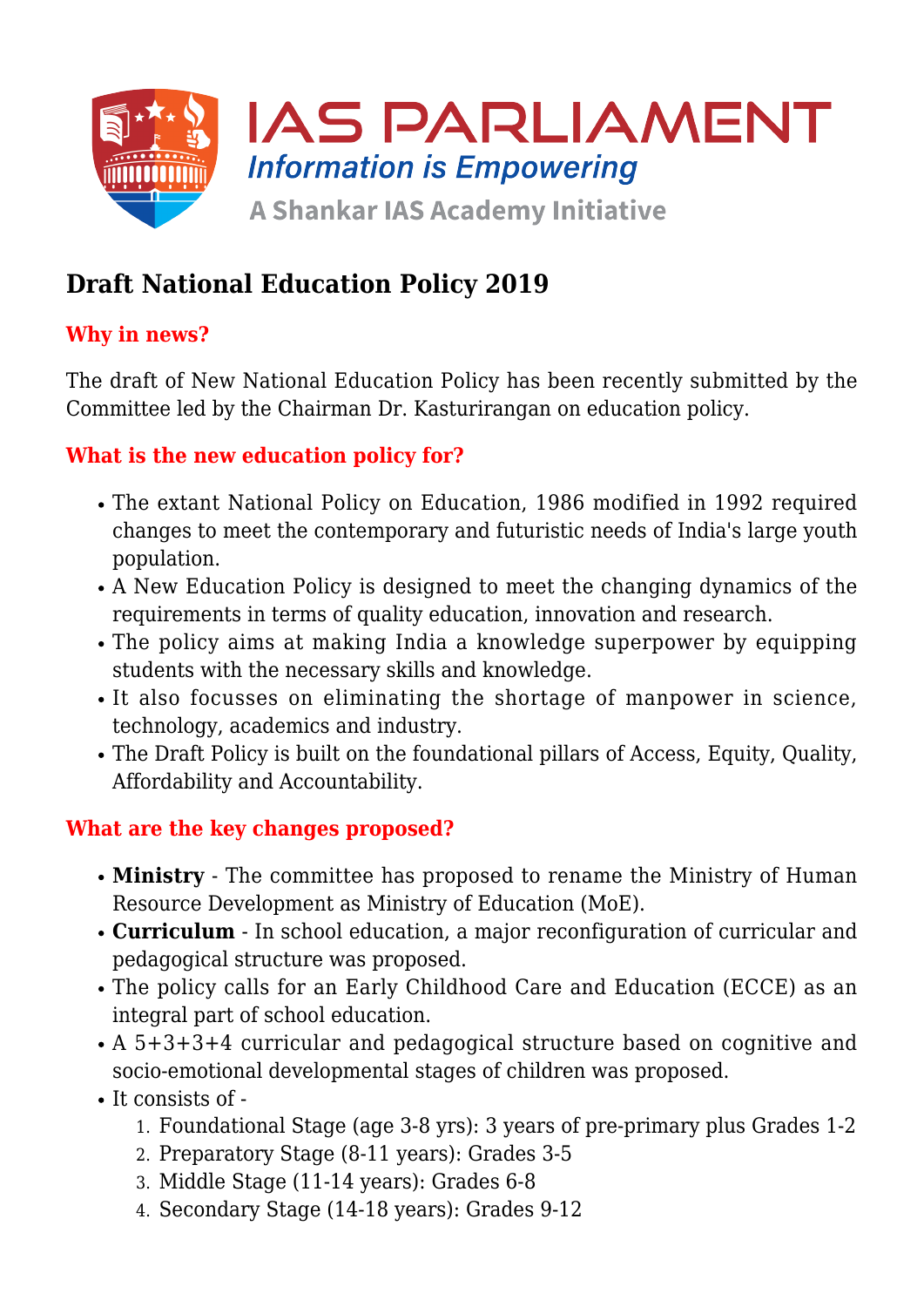# Draft National Education Policy 2019

## Why in news?

The draft of New National Education Policy has been recently submitted by the Committee led by the Chairman Dr. Kasturirangan on education policy.

## What is the new education policy for?

- The extant National Policy on Education, 1986 modified in 1992 required changes to meet the contemporary and futuristic needs of India's large youth population.
- A New Education Policy is designed to meet the changing dynamics of the requirements in terms of quality education, innovation and research.
- The policy aims at making India a knowledge superpower by equipping students with the necessary skills and knowledge.
- It also focusses on eliminating the shortage of manpower in science, technology, academics and industry.
- The Draft Policy is built on the foundational pillars of Access, Equity, Quality, Affordability and Accountability.

## What are the key changes proposed?

- **Ministry** - The committee has proposed to rename the Ministry of Human Resource Development as Ministry of Education (MoE).
- **Curriculum** - In school education, a major reconfiguration of curricular and pedagogical structure was proposed.
- The policy calls for an Early Childhood Care and Education (ECCE) as an integral part of school education.
- A 5+3+3+4 curricular and pedagogical structure based on cognitive and socio-emotional developmental stages of children was proposed.
- It consists of -
    1. Foundational Stage (age 3-8 yrs): 3 years of pre-primary plus Grades 1-2
    2. Preparatory Stage (8-11 years): Grades 3-5
    3. Middle Stage (11-14 years): Grades 6-8
    4. Secondary Stage (14-18 years): Grades 9-12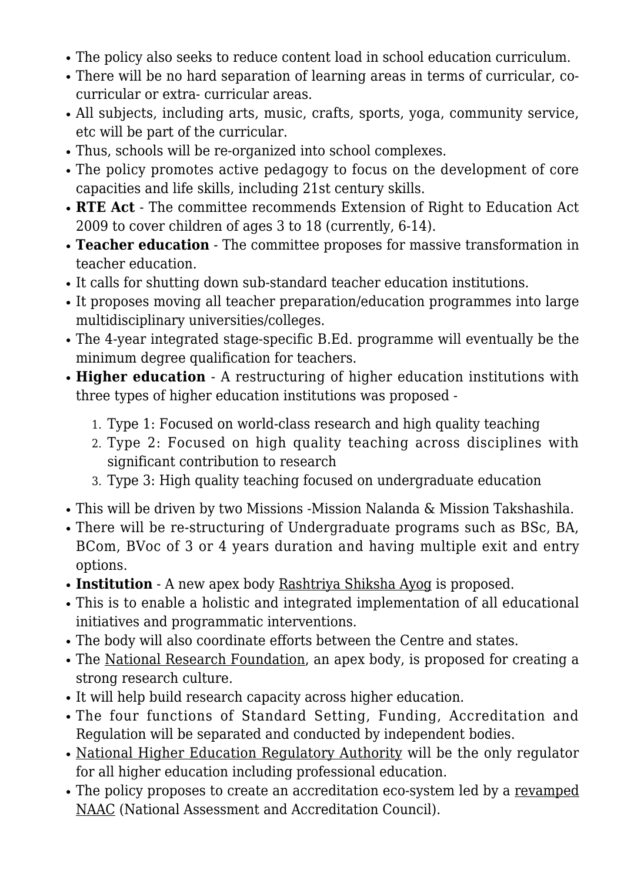- The policy also seeks to reduce content load in school education curriculum.
- There will be no hard separation of learning areas in terms of curricular, co-curricular or extra- curricular areas.
- All subjects, including arts, music, crafts, sports, yoga, community service, etc will be part of the curricular.
- Thus, schools will be re-organized into school complexes.
- The policy promotes active pedagogy to focus on the development of core capacities and life skills, including 21st century skills.
- **RTE Act** - The committee recommends Extension of Right to Education Act 2009 to cover children of ages 3 to 18 (currently, 6-14).
- **Teacher education** - The committee proposes for massive transformation in teacher education.
- It calls for shutting down sub-standard teacher education institutions.
- It proposes moving all teacher preparation/education programmes into large multidisciplinary universities/colleges.
- The 4-year integrated stage-specific B.Ed. programme will eventually be the minimum degree qualification for teachers.
- **Higher education** - A restructuring of higher education institutions with three types of higher education institutions was proposed -
  1. Type 1: Focused on world-class research and high quality teaching
  2. Type 2: Focused on high quality teaching across disciplines with significant contribution to research
  3. Type 3: High quality teaching focused on undergraduate education
- This will be driven by two Missions -Mission Nalanda & Mission Takshashila.
- There will be re-structuring of Undergraduate programs such as BSc, BA, BCom, BVoc of 3 or 4 years duration and having multiple exit and entry options.
- **Institution** - A new apex body Rashtriya Shiksha Ayog is proposed.
- This is to enable a holistic and integrated implementation of all educational initiatives and programmatic interventions.
- The body will also coordinate efforts between the Centre and states.
- The National Research Foundation, an apex body, is proposed for creating a strong research culture.
- It will help build research capacity across higher education.
- The four functions of Standard Setting, Funding, Accreditation and Regulation will be separated and conducted by independent bodies.
- National Higher Education Regulatory Authority will be the only regulator for all higher education including professional education.
- The policy proposes to create an accreditation eco-system led by a revamped NAAC (National Assessment and Accreditation Council).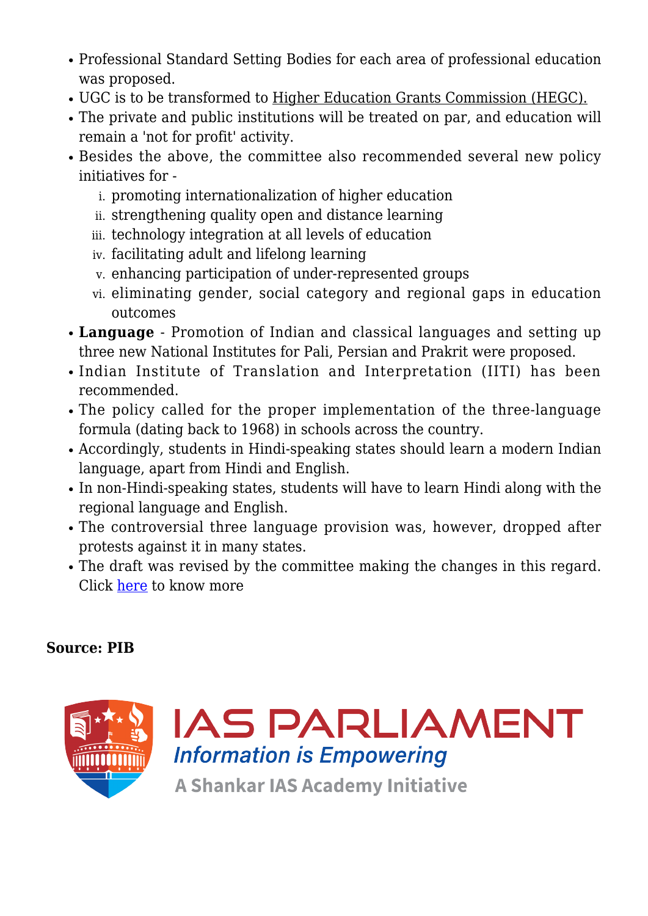- Professional Standard Setting Bodies for each area of professional education was proposed.
- UGC is to be transformed to Higher Education Grants Commission (HEGC).
- The private and public institutions will be treated on par, and education will remain a 'not for profit' activity.
- Besides the above, the committee also recommended several new policy initiatives for -
    1. promoting internationalization of higher education
    2. strengthening quality open and distance learning
    3. technology integration at all levels of education
    4. facilitating adult and lifelong learning
    5. enhancing participation of under-represented groups
    6. eliminating gender, social category and regional gaps in education outcomes
- **Language** - Promotion of Indian and classical languages and setting up three new National Institutes for Pali, Persian and Prakrit were proposed.
- Indian Institute of Translation and Interpretation (IITI) has been recommended.
- The policy called for the proper implementation of the three-language formula (dating back to 1968) in schools across the country.
- Accordingly, students in Hindi-speaking states should learn a modern Indian language, apart from Hindi and English.
- In non-Hindi-speaking states, students will have to learn Hindi along with the regional language and English.
- The controversial three language provision was, however, dropped after protests against it in many states.
- The draft was revised by the committee making the changes in this regard. Click here to know more

**Source: PIB**

IAS PARLIAMENT

*Information is Empowering*

A Shankar IAS Academy Initiative